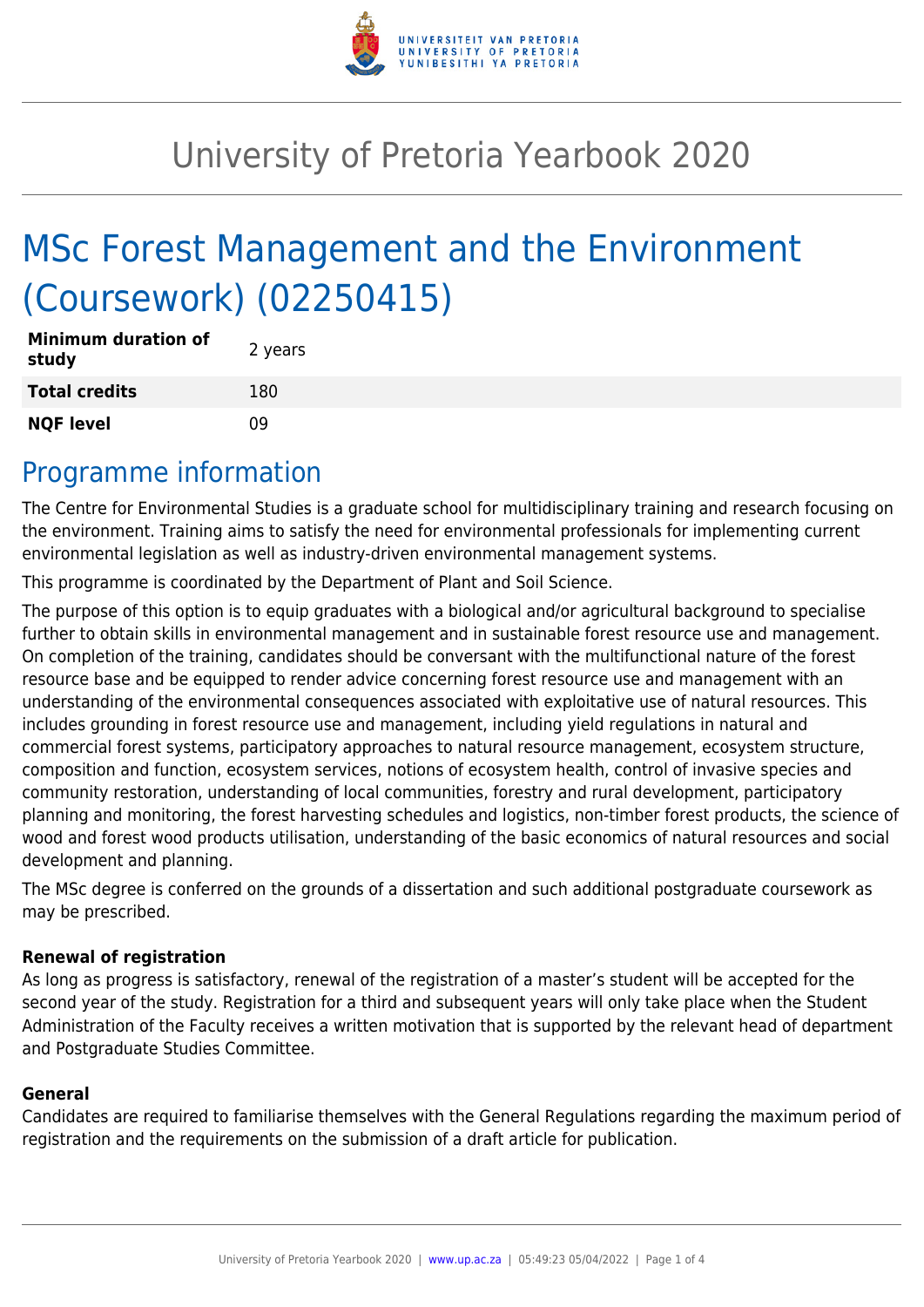# University of Pretoria Yearbook 2020

# MSc Forest Management and the Environment (Coursework) (02250415)

| **Minimum duration of study** | 2 years |
| --- | --- |
| **Total credits** | 180 |
| **NQF level** | 09 |

## Programme information

The Centre for Environmental Studies is a graduate school for multidisciplinary training and research focusing on the environment. Training aims to satisfy the need for environmental professionals for implementing current environmental legislation as well as industry-driven environmental management systems.

This programme is coordinated by the Department of Plant and Soil Science.

The purpose of this option is to equip graduates with a biological and/or agricultural background to specialise further to obtain skills in environmental management and in sustainable forest resource use and management. On completion of the training, candidates should be conversant with the multifunctional nature of the forest resource base and be equipped to render advice concerning forest resource use and management with an understanding of the environmental consequences associated with exploitative use of natural resources. This includes grounding in forest resource use and management, including yield regulations in natural and commercial forest systems, participatory approaches to natural resource management, ecosystem structure, composition and function, ecosystem services, notions of ecosystem health, control of invasive species and community restoration, understanding of local communities, forestry and rural development, participatory planning and monitoring, the forest harvesting schedules and logistics, non-timber forest products, the science of wood and forest wood products utilisation, understanding of the basic economics of natural resources and social development and planning.

The MSc degree is conferred on the grounds of a dissertation and such additional postgraduate coursework as may be prescribed.

#### Renewal of registration

As long as progress is satisfactory, renewal of the registration of a master's student will be accepted for the second year of the study. Registration for a third and subsequent years will only take place when the Student Administration of the Faculty receives a written motivation that is supported by the relevant head of department and Postgraduate Studies Committee.

#### General

Candidates are required to familiarise themselves with the General Regulations regarding the maximum period of registration and the requirements on the submission of a draft article for publication.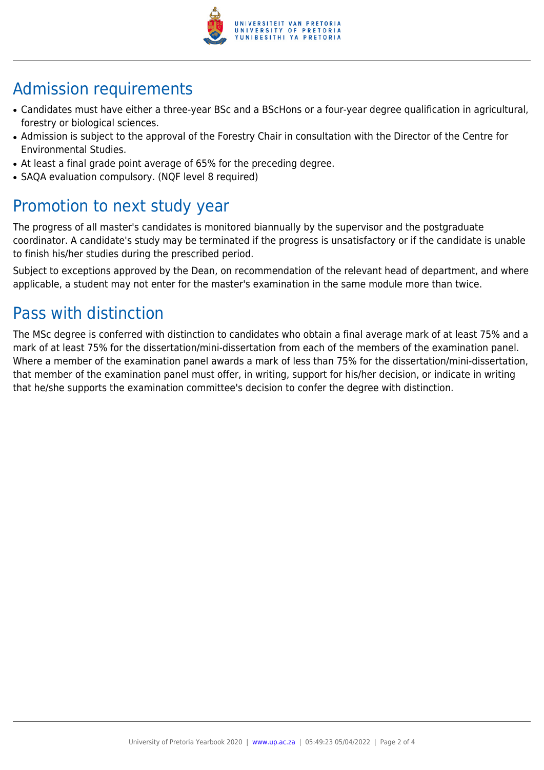## Admission requirements

- Candidates must have either a three-year BSc and a BScHons or a four-year degree qualification in agricultural, forestry or biological sciences.
- Admission is subject to the approval of the Forestry Chair in consultation with the Director of the Centre for Environmental Studies.
- At least a final grade point average of 65% for the preceding degree.
- SAQA evaluation compulsory. (NQF level 8 required)

## Promotion to next study year

The progress of all master's candidates is monitored biannually by the supervisor and the postgraduate coordinator. A candidate's study may be terminated if the progress is unsatisfactory or if the candidate is unable to finish his/her studies during the prescribed period.

Subject to exceptions approved by the Dean, on recommendation of the relevant head of department, and where applicable, a student may not enter for the master's examination in the same module more than twice.

## Pass with distinction

The MSc degree is conferred with distinction to candidates who obtain a final average mark of at least 75% and a mark of at least 75% for the dissertation/mini-dissertation from each of the members of the examination panel. Where a member of the examination panel awards a mark of less than 75% for the dissertation/mini-dissertation, that member of the examination panel must offer, in writing, support for his/her decision, or indicate in writing that he/she supports the examination committee's decision to confer the degree with distinction.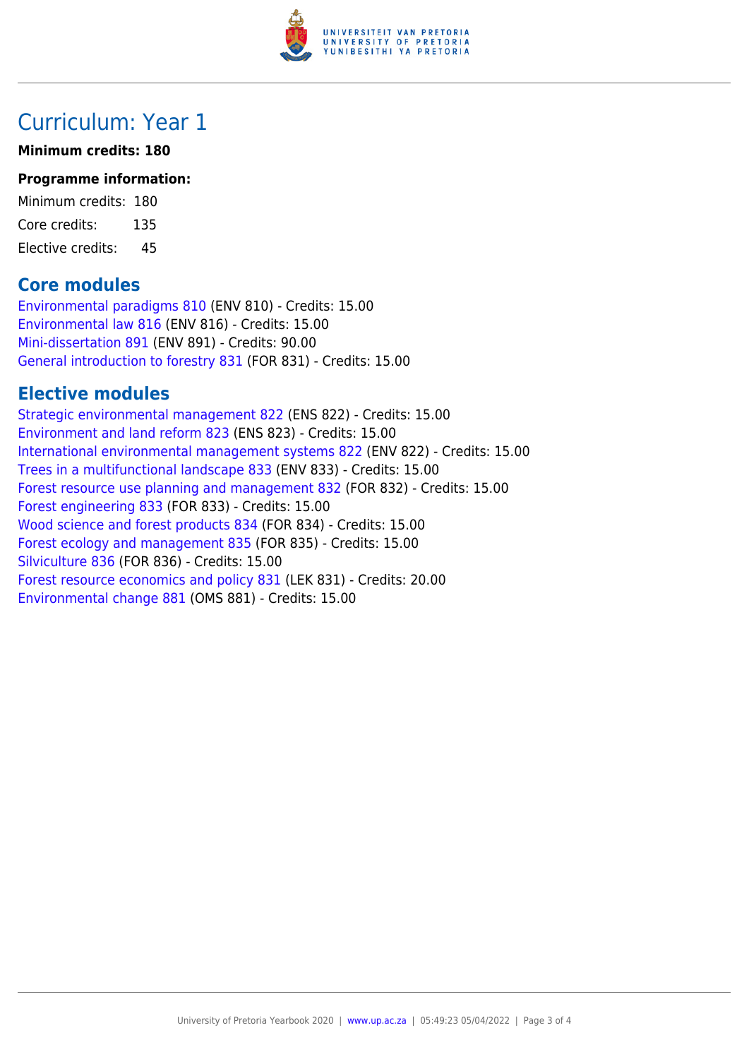# Curriculum: Year 1

**Minimum credits: 180**

**Programme information:**

Minimum credits: 180

Core credits: 135

Elective credits: 45

## Core modules

Environmental paradigms 810 (ENV 810) - Credits: 15.00
Environmental law 816 (ENV 816) - Credits: 15.00
Mini-dissertation 891 (ENV 891) - Credits: 90.00
General introduction to forestry 831 (FOR 831) - Credits: 15.00

## Elective modules

Strategic environmental management 822 (ENS 822) - Credits: 15.00
Environment and land reform 823 (ENS 823) - Credits: 15.00
International environmental management systems 822 (ENV 822) - Credits: 15.00
Trees in a multifunctional landscape 833 (ENV 833) - Credits: 15.00
Forest resource use planning and management 832 (FOR 832) - Credits: 15.00
Forest engineering 833 (FOR 833) - Credits: 15.00
Wood science and forest products 834 (FOR 834) - Credits: 15.00
Forest ecology and management 835 (FOR 835) - Credits: 15.00
Silviculture 836 (FOR 836) - Credits: 15.00
Forest resource economics and policy 831 (LEK 831) - Credits: 20.00
Environmental change 881 (OMS 881) - Credits: 15.00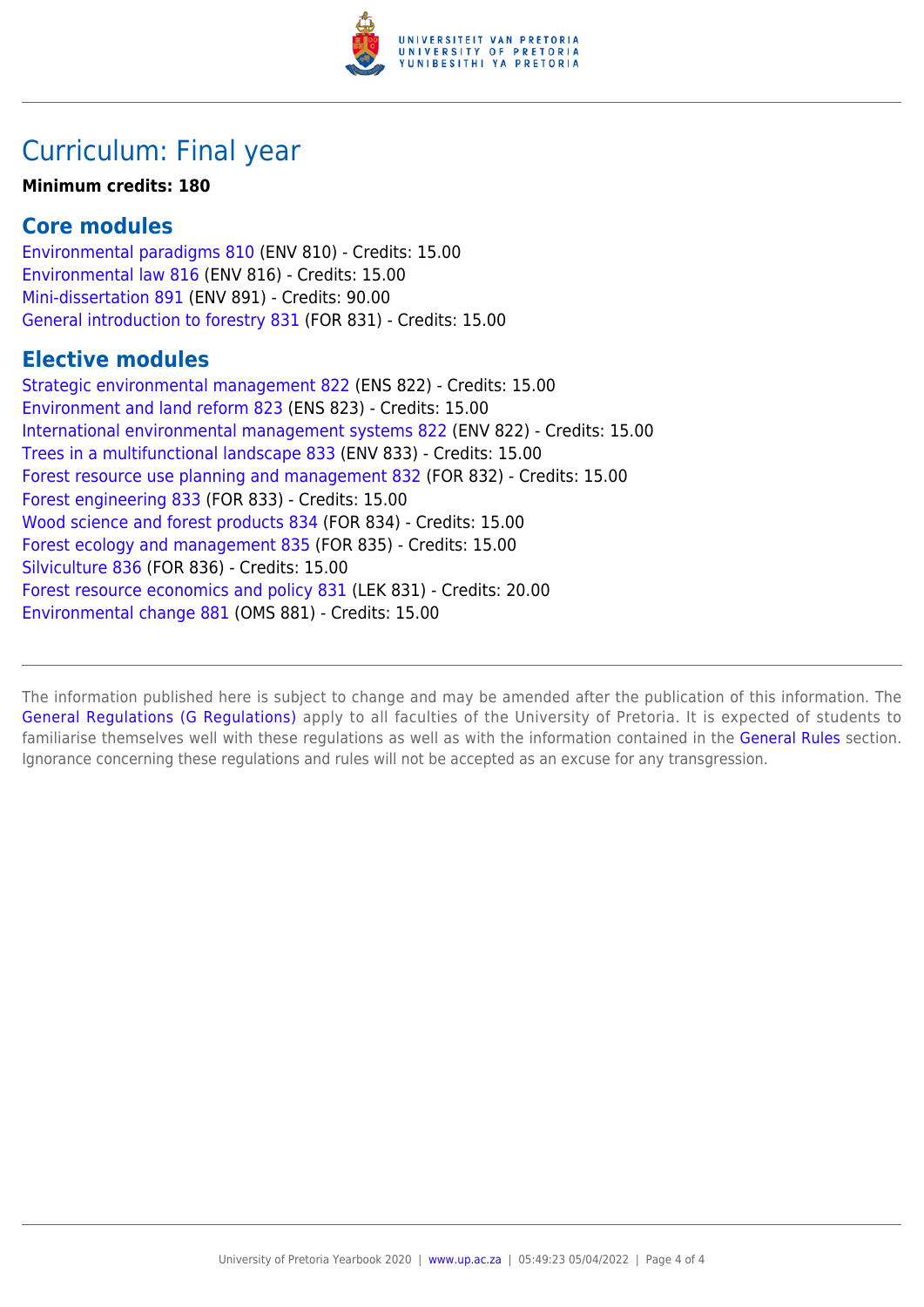## Curriculum: Final year

**Minimum credits: 180**

### Core modules

Environmental paradigms 810 (ENV 810) - Credits: 15.00
Environmental law 816 (ENV 816) - Credits: 15.00
Mini-dissertation 891 (ENV 891) - Credits: 90.00
General introduction to forestry 831 (FOR 831) - Credits: 15.00

### Elective modules

Strategic environmental management 822 (ENS 822) - Credits: 15.00
Environment and land reform 823 (ENS 823) - Credits: 15.00
International environmental management systems 822 (ENV 822) - Credits: 15.00
Trees in a multifunctional landscape 833 (ENV 833) - Credits: 15.00
Forest resource use planning and management 832 (FOR 832) - Credits: 15.00
Forest engineering 833 (FOR 833) - Credits: 15.00
Wood science and forest products 834 (FOR 834) - Credits: 15.00
Forest ecology and management 835 (FOR 835) - Credits: 15.00
Silviculture 836 (FOR 836) - Credits: 15.00
Forest resource economics and policy 831 (LEK 831) - Credits: 20.00
Environmental change 881 (OMS 881) - Credits: 15.00

---

The information published here is subject to change and may be amended after the publication of this information. The General Regulations (G Regulations) apply to all faculties of the University of Pretoria. It is expected of students to familiarise themselves well with these regulations as well as with the information contained in the General Rules section. Ignorance concerning these regulations and rules will not be accepted as an excuse for any transgression.